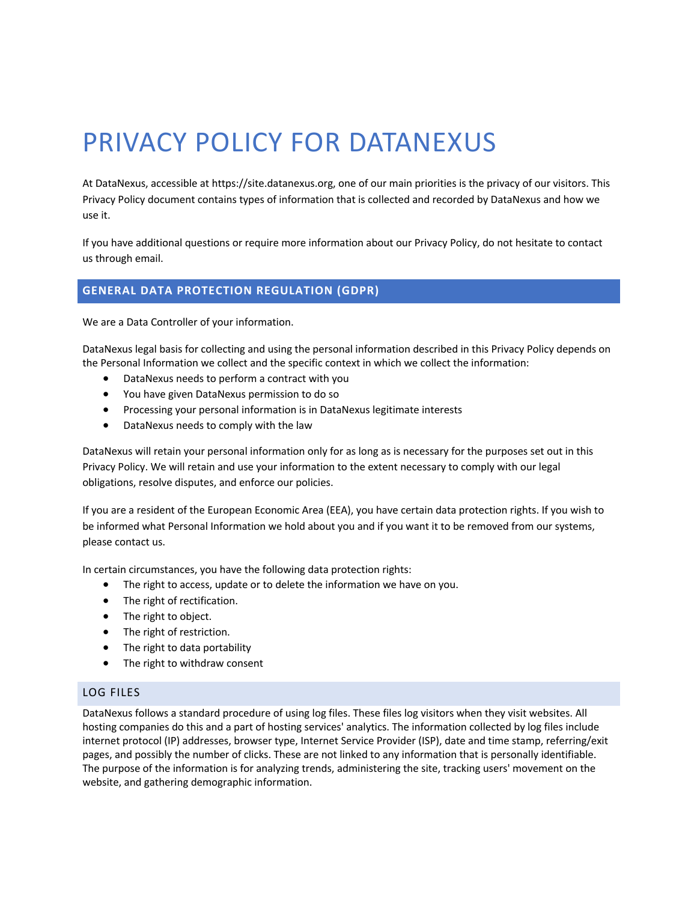# PRIVACY POLICY FOR DATANEXUS

At DataNexus, accessible at https://site.datanexus.org, one of our main priorities is the privacy of our visitors. This Privacy Policy document contains types of information that is collected and recorded by DataNexus and how we use it.

If you have additional questions or require more information about our Privacy Policy, do not hesitate to contact us through email.

## GENERAL DATA PROTECTION REGULATION (GDPR)

We are a Data Controller of your information.

DataNexus legal basis for collecting and using the personal information described in this Privacy Policy depends on the Personal Information we collect and the specific context in which we collect the information:

- DataNexus needs to perform a contract with you
- You have given DataNexus permission to do so
- Processing your personal information is in DataNexus legitimate interests
- DataNexus needs to comply with the law

DataNexus will retain your personal information only for as long as is necessary for the purposes set out in this Privacy Policy. We will retain and use your information to the extent necessary to comply with our legal obligations, resolve disputes, and enforce our policies.

If you are a resident of the European Economic Area (EEA), you have certain data protection rights. If you wish to be informed what Personal Information we hold about you and if you want it to be removed from our systems, please contact us.

In certain circumstances, you have the following data protection rights:

- The right to access, update or to delete the information we have on you.
- The right of rectification.
- The right to object.
- The right of restriction.
- The right to data portability
- The right to withdraw consent

### LOG FILES

DataNexus follows a standard procedure of using log files. These files log visitors when they visit websites. All hosting companies do this and a part of hosting services' analytics. The information collected by log files include internet protocol (IP) addresses, browser type, Internet Service Provider (ISP), date and time stamp, referring/exit pages, and possibly the number of clicks. These are not linked to any information that is personally identifiable. The purpose of the information is for analyzing trends, administering the site, tracking users' movement on the website, and gathering demographic information.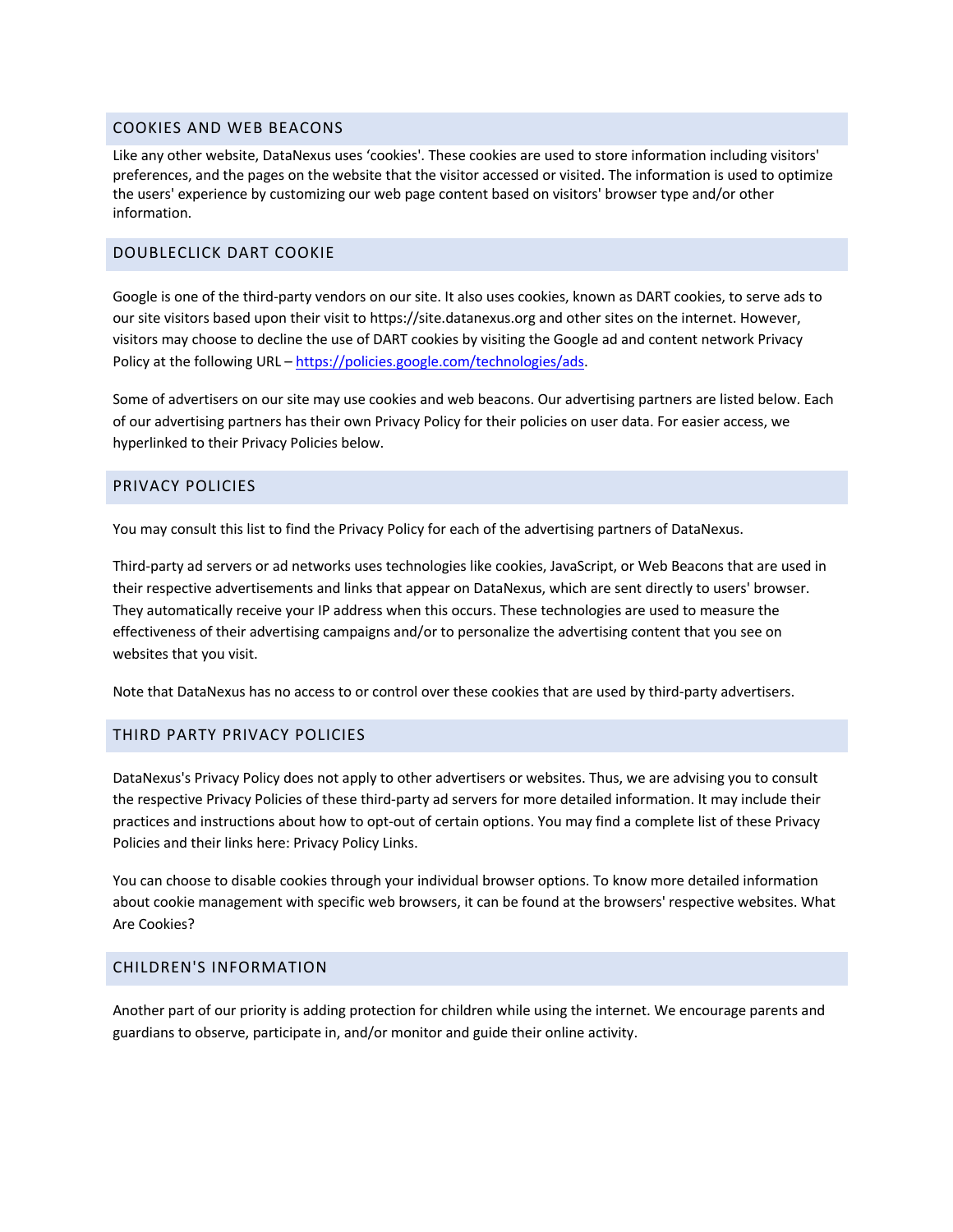## COOKIES AND WEB BEACONS

Like any other website, DataNexus uses 'cookies'. These cookies are used to store information including visitors' preferences, and the pages on the website that the visitor accessed or visited. The information is used to optimize the users' experience by customizing our web page content based on visitors' browser type and/or other information.

## DOUBLECLICK DART COOKIE

Google is one of the third-party vendors on our site. It also uses cookies, known as DART cookies, to serve ads to our site visitors based upon their visit to https://site.datanexus.org and other sites on the internet. However, visitors may choose to decline the use of DART cookies by visiting the Google ad and content network Privacy Policy at the following URL – [https://policies.google.com/technologies/ads](https://policies.google.com/technologies/ads).

Some of advertisers on our site may use cookies and web beacons. Our advertising partners are listed below. Each of our advertising partners has their own Privacy Policy for their policies on user data. For easier access, we hyperlinked to their Privacy Policies below.

## PRIVACY POLICIES

You may consult this list to find the Privacy Policy for each of the advertising partners of DataNexus.

Third-party ad servers or ad networks uses technologies like cookies, JavaScript, or Web Beacons that are used in their respective advertisements and links that appear on DataNexus, which are sent directly to users' browser. They automatically receive your IP address when this occurs. These technologies are used to measure the effectiveness of their advertising campaigns and/or to personalize the advertising content that you see on websites that you visit.

Note that DataNexus has no access to or control over these cookies that are used by third-party advertisers.

## THIRD PARTY PRIVACY POLICIES

DataNexus's Privacy Policy does not apply to other advertisers or websites. Thus, we are advising you to consult the respective Privacy Policies of these third-party ad servers for more detailed information. It may include their practices and instructions about how to opt-out of certain options. You may find a complete list of these Privacy Policies and their links here: Privacy Policy Links.

You can choose to disable cookies through your individual browser options. To know more detailed information about cookie management with specific web browsers, it can be found at the browsers' respective websites. What Are Cookies?

## CHILDREN'S INFORMATION

Another part of our priority is adding protection for children while using the internet. We encourage parents and guardians to observe, participate in, and/or monitor and guide their online activity.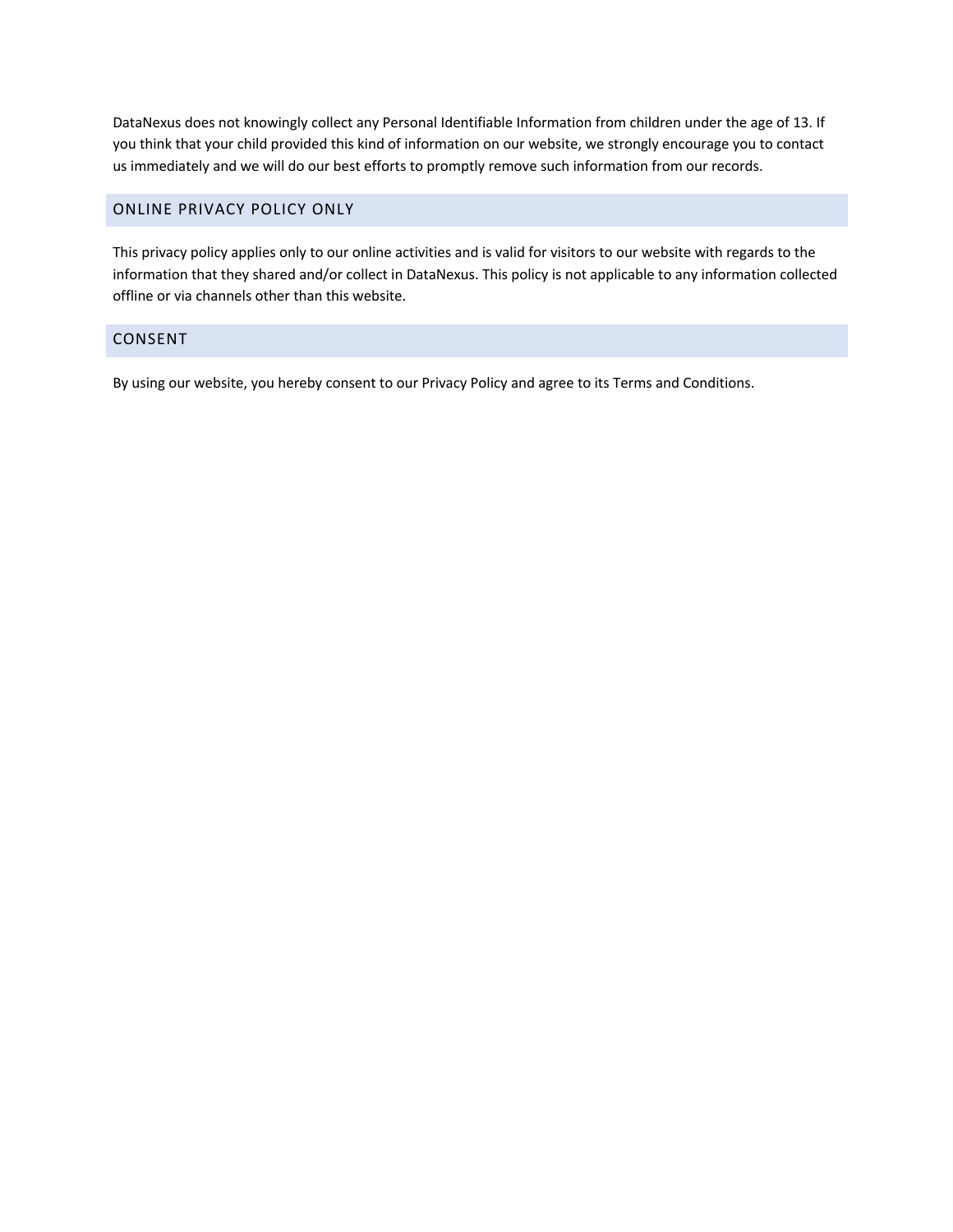DataNexus does not knowingly collect any Personal Identifiable Information from children under the age of 13. If you think that your child provided this kind of information on our website, we strongly encourage you to contact us immediately and we will do our best efforts to promptly remove such information from our records.

## ONLINE PRIVACY POLICY ONLY

This privacy policy applies only to our online activities and is valid for visitors to our website with regards to the information that they shared and/or collect in DataNexus. This policy is not applicable to any information collected offline or via channels other than this website.

## CONSENT

By using our website, you hereby consent to our Privacy Policy and agree to its Terms and Conditions.